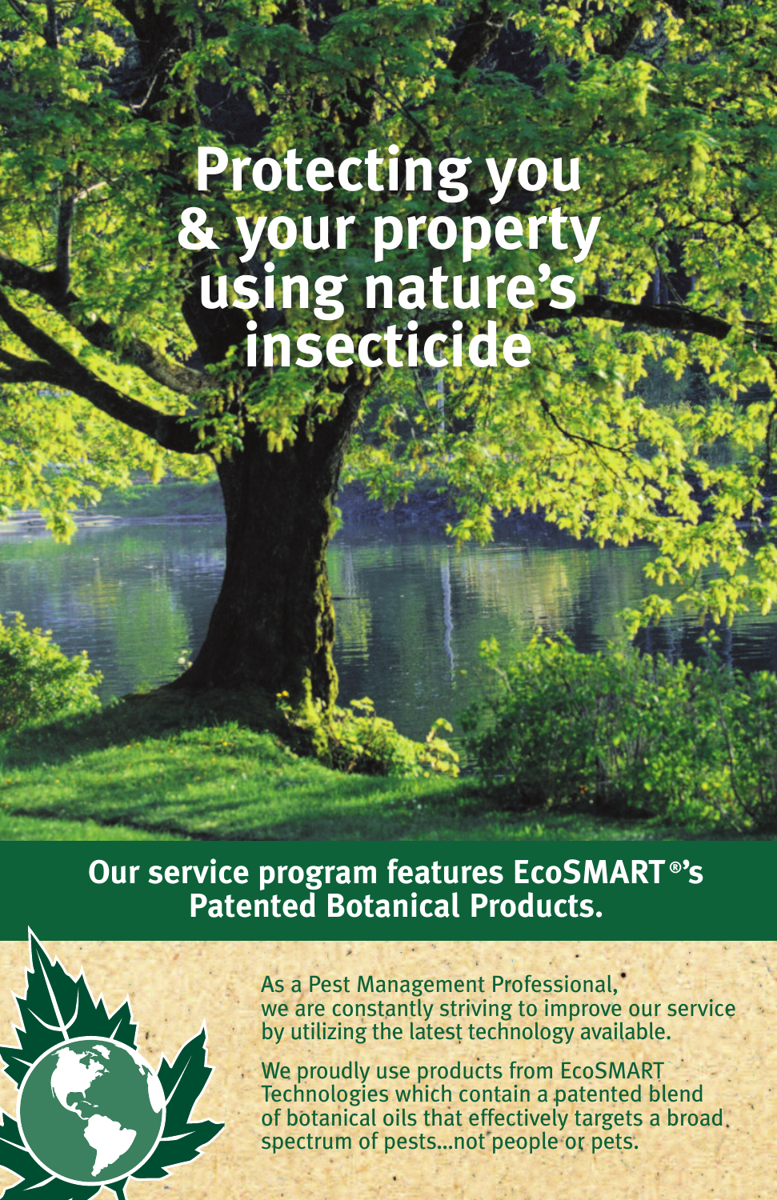# Protecting you & your property using nature's insecticide

## Our service program features EcoSMART®'s Patented Botanical Products.

As a Pest Management Professional, we are constantly striving to improve our service by utilizing the latest technology available.

We proudly use products from EcoSMART Technologies which contain a patented blend of botanical oils that effectively targets a broad spectrum of pests...not people or pets.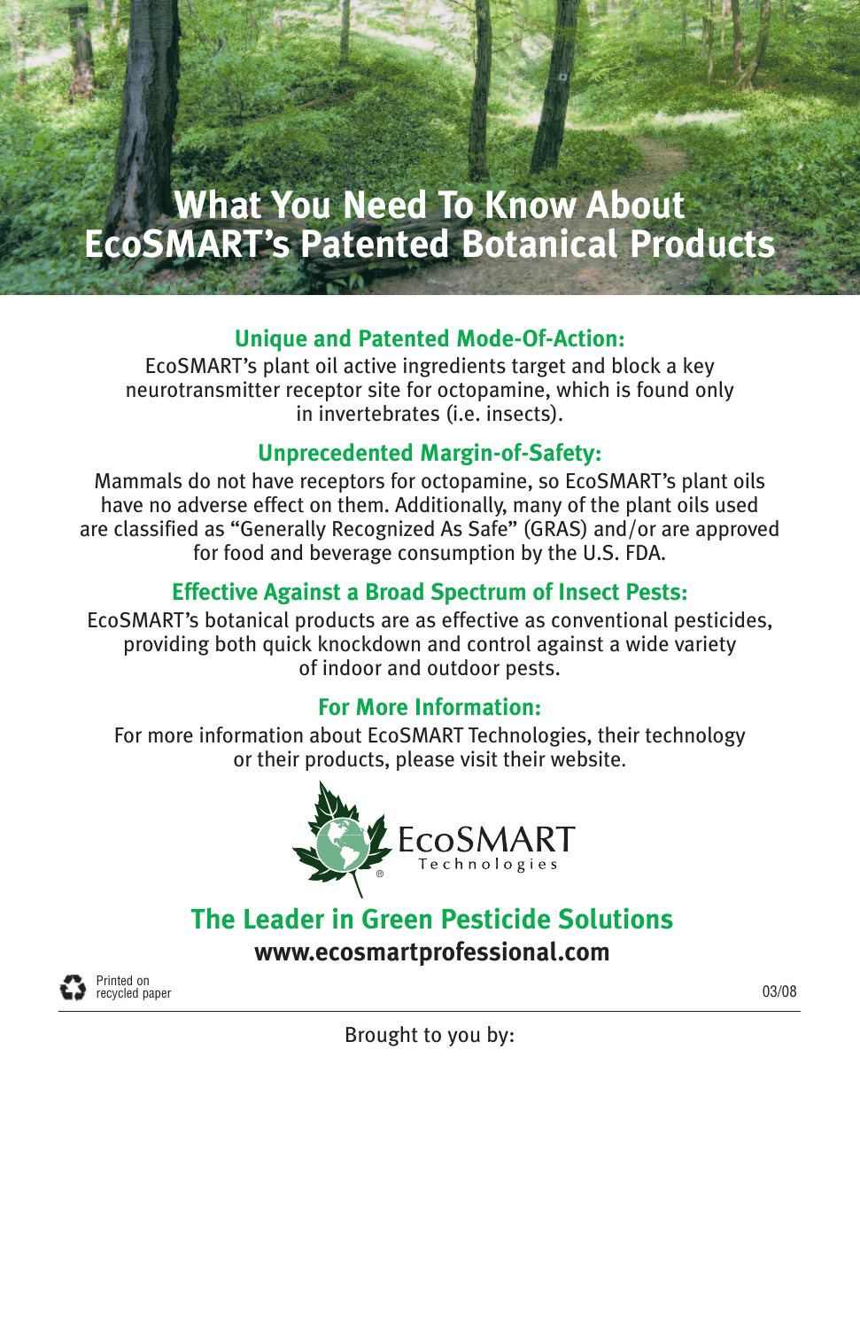# What You Need To Know About EcoSMART's Patented Botanical Products

## Unique and Patented Mode-Of-Action:

EcoSMART's plant oil active ingredients target and block a key neurotransmitter receptor site for octopamine, which is found only in invertebrates (i.e. insects).

## Unprecedented Margin-of-Safety:

Mammals do not have receptors for octopamine, so EcoSMART's plant oils have no adverse effect on them. Additionally, many of the plant oils used are classified as "Generally Recognized As Safe" (GRAS) and/or are approved for food and beverage consumption by the U.S. FDA.

## Effective Against a Broad Spectrum of Insect Pests:

EcoSMART's botanical products are as effective as conventional pesticides, providing both quick knockdown and control against a wide variety of indoor and outdoor pests.

## For More Information:

For more information about EcoSMART Technologies, their technology or their products, please visit their website.

EcoSMART Technologies®

## The Leader in Green Pesticide Solutions

**www.ecosmartprofessional.com**

Printed on recycled paper

03/08

Brought to you by: